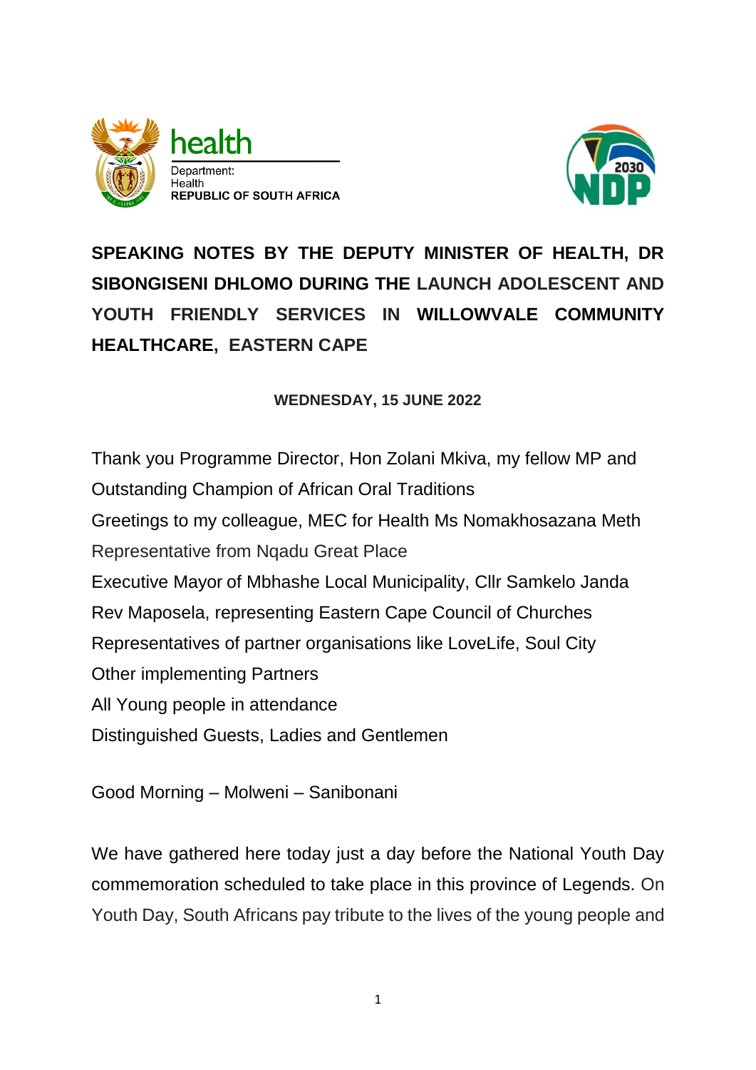health
Department:
Health
REPUBLIC OF SOUTH AFRICA

# SPEAKING NOTES BY THE DEPUTY MINISTER OF HEALTH, DR SIBONGISENI DHLOMO DURING THE LAUNCH ADOLESCENT AND YOUTH FRIENDLY SERVICES IN WILLOWVALE COMMUNITY HEALTHCARE, EASTERN CAPE

**WEDNESDAY, 15 JUNE 2022**

Thank you Programme Director, Hon Zolani Mkiva, my fellow MP and Outstanding Champion of African Oral Traditions
Greetings to my colleague, MEC for Health Ms Nomakhosazana Meth
Representative from Nqadu Great Place
Executive Mayor of Mbhashe Local Municipality, Cllr Samkelo Janda
Rev Maposela, representing Eastern Cape Council of Churches
Representatives of partner organisations like LoveLife, Soul City
Other implementing Partners
All Young people in attendance
Distinguished Guests, Ladies and Gentlemen

Good Morning – Molweni – Sanibonani

We have gathered here today just a day before the National Youth Day commemoration scheduled to take place in this province of Legends. On Youth Day, South Africans pay tribute to the lives of the young people and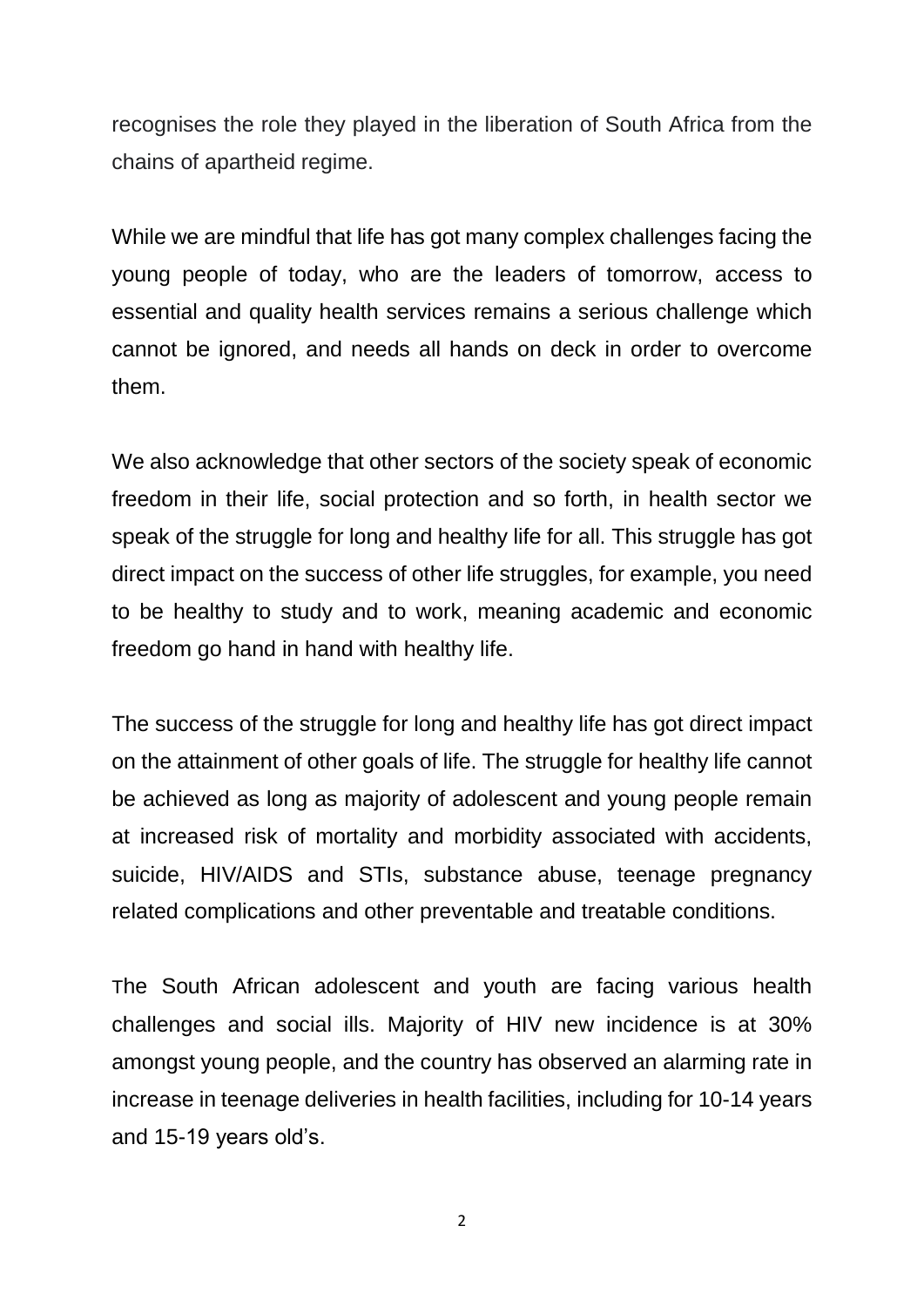recognises the role they played in the liberation of South Africa from the chains of apartheid regime.

While we are mindful that life has got many complex challenges facing the young people of today, who are the leaders of tomorrow, access to essential and quality health services remains a serious challenge which cannot be ignored, and needs all hands on deck in order to overcome them.

We also acknowledge that other sectors of the society speak of economic freedom in their life, social protection and so forth, in health sector we speak of the struggle for long and healthy life for all. This struggle has got direct impact on the success of other life struggles, for example, you need to be healthy to study and to work, meaning academic and economic freedom go hand in hand with healthy life.

The success of the struggle for long and healthy life has got direct impact on the attainment of other goals of life. The struggle for healthy life cannot be achieved as long as majority of adolescent and young people remain at increased risk of mortality and morbidity associated with accidents, suicide, HIV/AIDS and STIs, substance abuse, teenage pregnancy related complications and other preventable and treatable conditions.

The South African adolescent and youth are facing various health challenges and social ills. Majority of HIV new incidence is at 30% amongst young people, and the country has observed an alarming rate in increase in teenage deliveries in health facilities, including for 10-14 years and 15-19 years old's.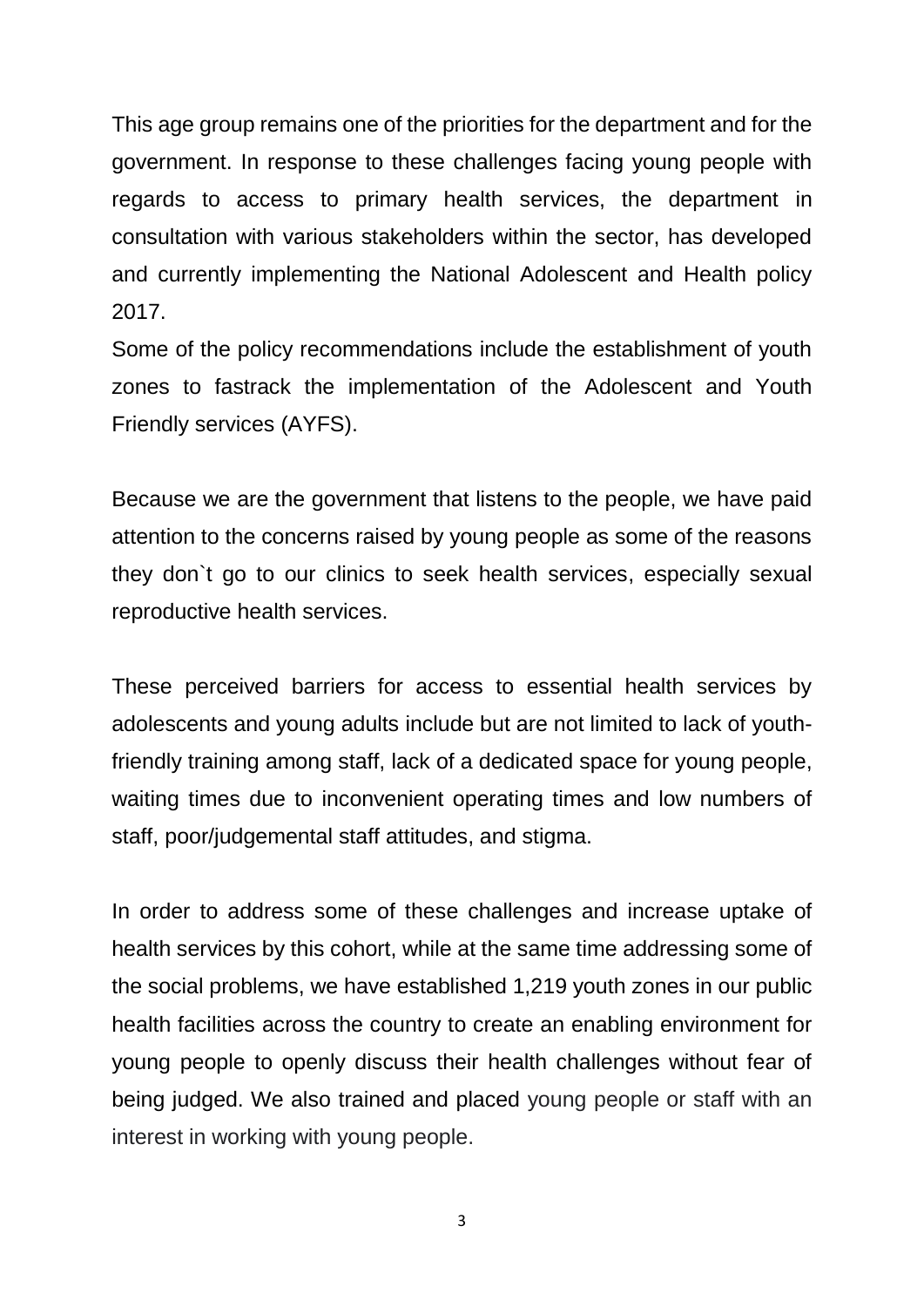This age group remains one of the priorities for the department and for the government. In response to these challenges facing young people with regards to access to primary health services, the department in consultation with various stakeholders within the sector, has developed and currently implementing the National Adolescent and Health policy 2017.

Some of the policy recommendations include the establishment of youth zones to fastrack the implementation of the Adolescent and Youth Friendly services (AYFS).

Because we are the government that listens to the people, we have paid attention to the concerns raised by young people as some of the reasons they don`t go to our clinics to seek health services, especially sexual reproductive health services.

These perceived barriers for access to essential health services by adolescents and young adults include but are not limited to lack of youth-friendly training among staff, lack of a dedicated space for young people, waiting times due to inconvenient operating times and low numbers of staff, poor/judgemental staff attitudes, and stigma.

In order to address some of these challenges and increase uptake of health services by this cohort, while at the same time addressing some of the social problems, we have established 1,219 youth zones in our public health facilities across the country to create an enabling environment for young people to openly discuss their health challenges without fear of being judged. We also trained and placed young people or staff with an interest in working with young people.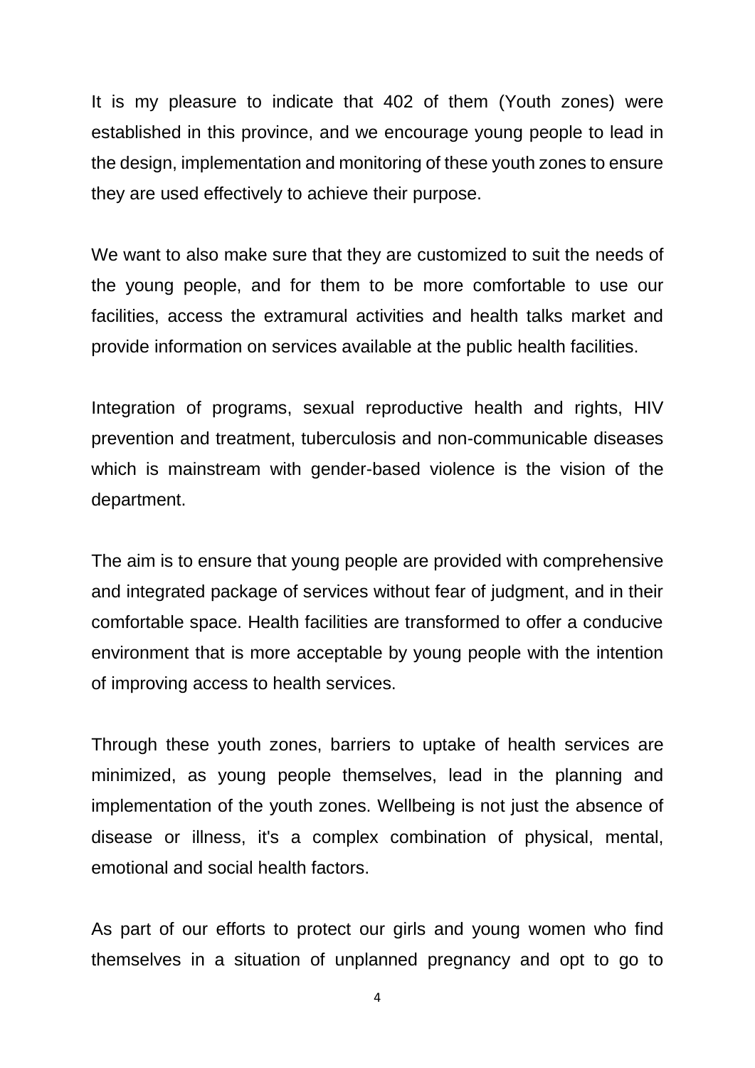It is my pleasure to indicate that 402 of them (Youth zones) were established in this province, and we encourage young people to lead in the design, implementation and monitoring of these youth zones to ensure they are used effectively to achieve their purpose.

We want to also make sure that they are customized to suit the needs of the young people, and for them to be more comfortable to use our facilities, access the extramural activities and health talks market and provide information on services available at the public health facilities.

Integration of programs, sexual reproductive health and rights, HIV prevention and treatment, tuberculosis and non-communicable diseases which is mainstream with gender-based violence is the vision of the department.

The aim is to ensure that young people are provided with comprehensive and integrated package of services without fear of judgment, and in their comfortable space. Health facilities are transformed to offer a conducive environment that is more acceptable by young people with the intention of improving access to health services.

Through these youth zones, barriers to uptake of health services are minimized, as young people themselves, lead in the planning and implementation of the youth zones. Wellbeing is not just the absence of disease or illness, it's a complex combination of physical, mental, emotional and social health factors.

As part of our efforts to protect our girls and young women who find themselves in a situation of unplanned pregnancy and opt to go to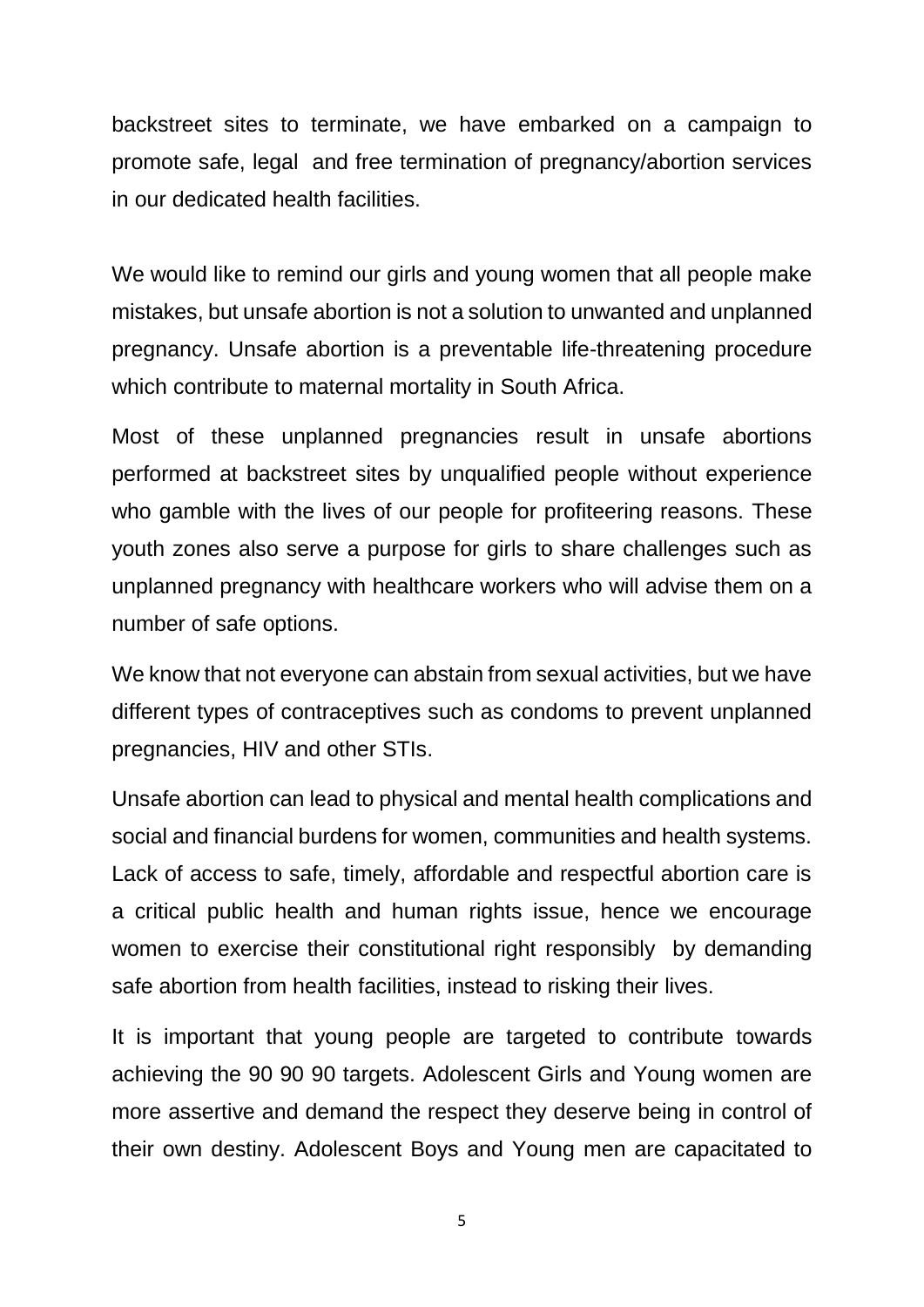backstreet sites to terminate, we have embarked on a campaign to promote safe, legal and free termination of pregnancy/abortion services in our dedicated health facilities.

We would like to remind our girls and young women that all people make mistakes, but unsafe abortion is not a solution to unwanted and unplanned pregnancy. Unsafe abortion is a preventable life-threatening procedure which contribute to maternal mortality in South Africa.

Most of these unplanned pregnancies result in unsafe abortions performed at backstreet sites by unqualified people without experience who gamble with the lives of our people for profiteering reasons. These youth zones also serve a purpose for girls to share challenges such as unplanned pregnancy with healthcare workers who will advise them on a number of safe options.

We know that not everyone can abstain from sexual activities, but we have different types of contraceptives such as condoms to prevent unplanned pregnancies, HIV and other STIs.

Unsafe abortion can lead to physical and mental health complications and social and financial burdens for women, communities and health systems. Lack of access to safe, timely, affordable and respectful abortion care is a critical public health and human rights issue, hence we encourage women to exercise their constitutional right responsibly by demanding safe abortion from health facilities, instead to risking their lives.

It is important that young people are targeted to contribute towards achieving the 90 90 90 targets. Adolescent Girls and Young women are more assertive and demand the respect they deserve being in control of their own destiny. Adolescent Boys and Young men are capacitated to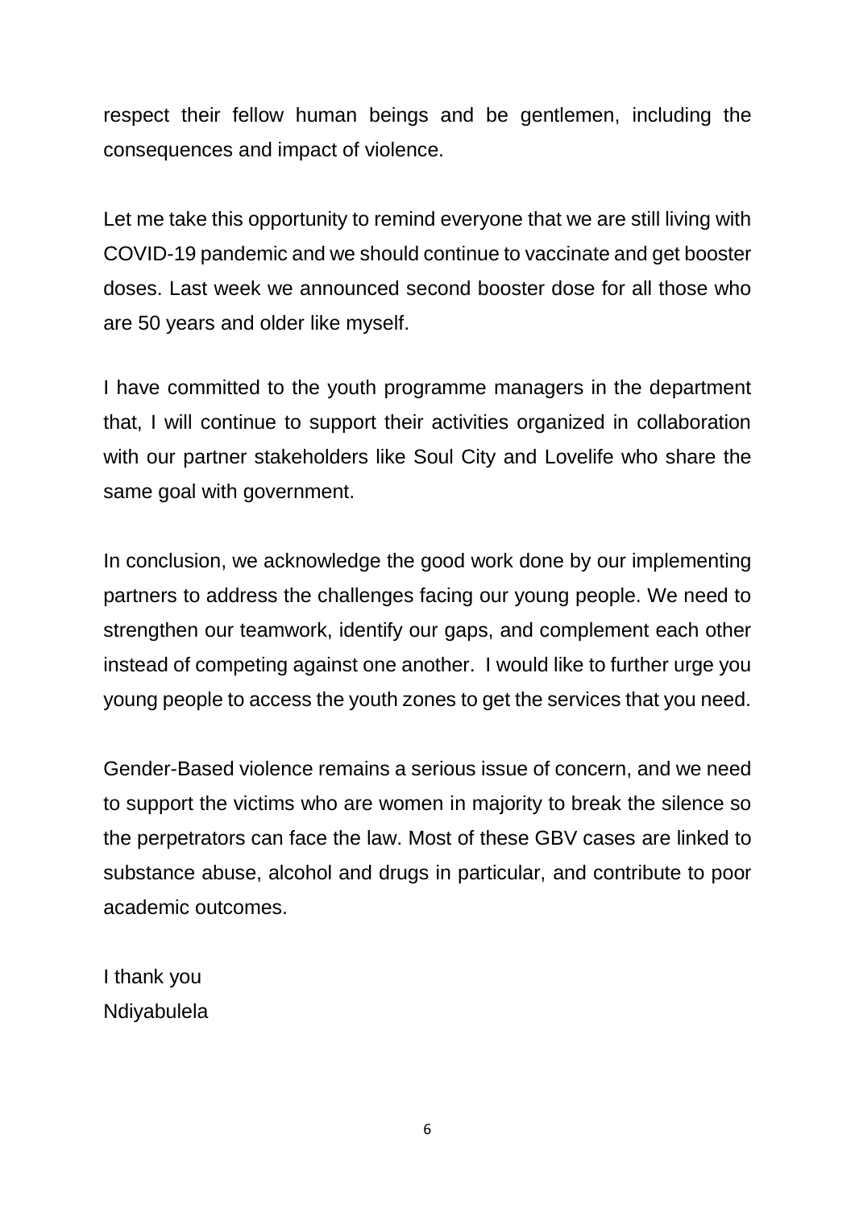respect their fellow human beings and be gentlemen, including the consequences and impact of violence.

Let me take this opportunity to remind everyone that we are still living with COVID-19 pandemic and we should continue to vaccinate and get booster doses. Last week we announced second booster dose for all those who are 50 years and older like myself.

I have committed to the youth programme managers in the department that, I will continue to support their activities organized in collaboration with our partner stakeholders like Soul City and Lovelife who share the same goal with government.

In conclusion, we acknowledge the good work done by our implementing partners to address the challenges facing our young people. We need to strengthen our teamwork, identify our gaps, and complement each other instead of competing against one another. I would like to further urge you young people to access the youth zones to get the services that you need.

Gender-Based violence remains a serious issue of concern, and we need to support the victims who are women in majority to break the silence so the perpetrators can face the law. Most of these GBV cases are linked to substance abuse, alcohol and drugs in particular, and contribute to poor academic outcomes.

I thank you
Ndiyabulela